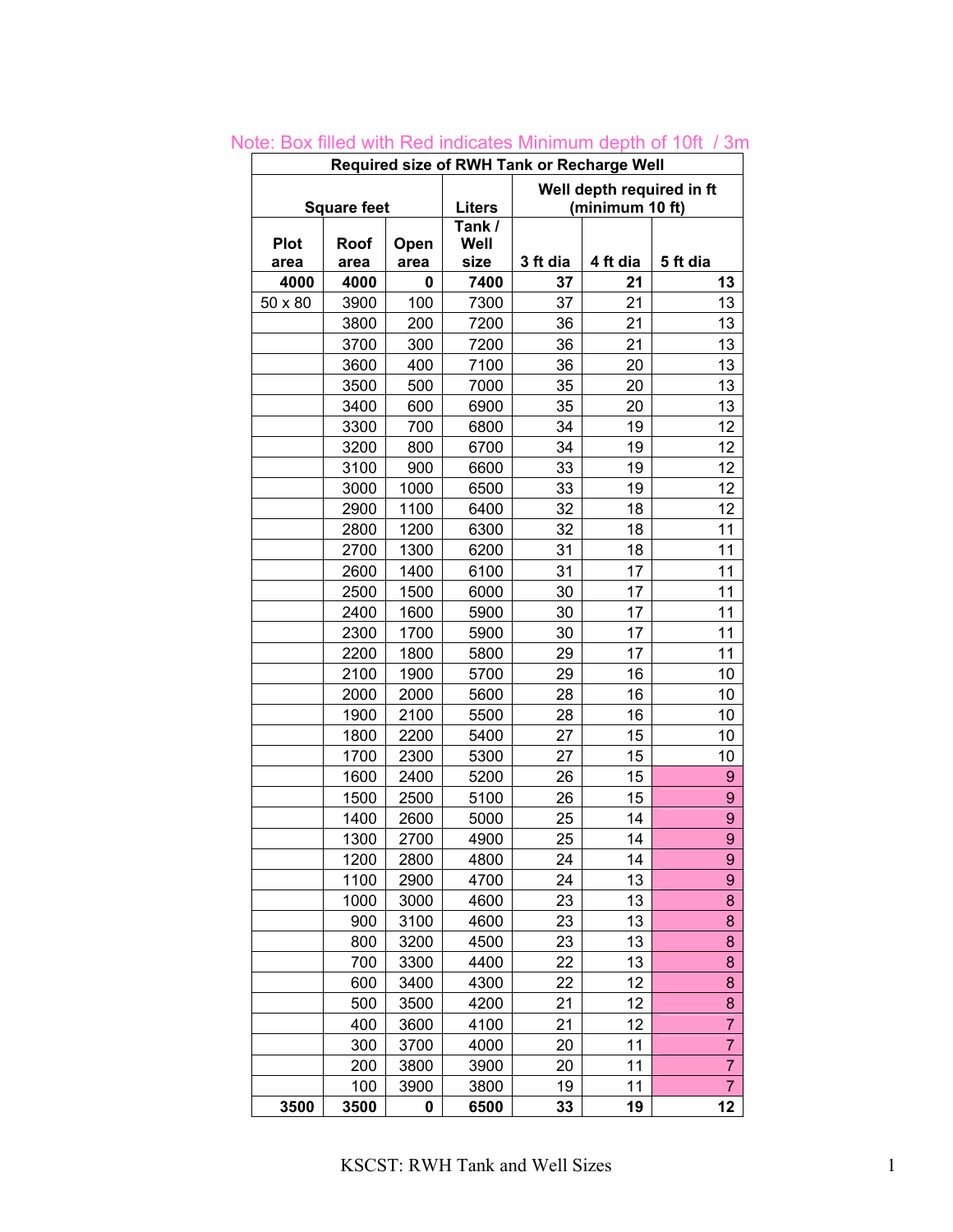Note: Box filled with Red indicates Minimum depth of 10ft / 3m

| Required size of RWH Tank or Recharge Well | | | | | | |
|---|---|---|---|---|---|---|
| Square feet | | | Liters | Well depth required in ft (minimum 10 ft) | | |
| Plot area | Roof area | Open area | Tank / Well size | 3 ft dia | 4 ft dia | 5 ft dia |
| **4000** | **4000** | **0** | **7400** | **37** | **21** | **13** |
| 50 x 80 | 3900 | 100 | 7300 | 37 | 21 | 13 |
| | 3800 | 200 | 7200 | 36 | 21 | 13 |
| | 3700 | 300 | 7200 | 36 | 21 | 13 |
| | 3600 | 400 | 7100 | 36 | 20 | 13 |
| | 3500 | 500 | 7000 | 35 | 20 | 13 |
| | 3400 | 600 | 6900 | 35 | 20 | 13 |
| | 3300 | 700 | 6800 | 34 | 19 | 12 |
| | 3200 | 800 | 6700 | 34 | 19 | 12 |
| | 3100 | 900 | 6600 | 33 | 19 | 12 |
| | 3000 | 1000 | 6500 | 33 | 19 | 12 |
| | 2900 | 1100 | 6400 | 32 | 18 | 12 |
| | 2800 | 1200 | 6300 | 32 | 18 | 11 |
| | 2700 | 1300 | 6200 | 31 | 18 | 11 |
| | 2600 | 1400 | 6100 | 31 | 17 | 11 |
| | 2500 | 1500 | 6000 | 30 | 17 | 11 |
| | 2400 | 1600 | 5900 | 30 | 17 | 11 |
| | 2300 | 1700 | 5900 | 30 | 17 | 11 |
| | 2200 | 1800 | 5800 | 29 | 17 | 11 |
| | 2100 | 1900 | 5700 | 29 | 16 | 10 |
| | 2000 | 2000 | 5600 | 28 | 16 | 10 |
| | 1900 | 2100 | 5500 | 28 | 16 | 10 |
| | 1800 | 2200 | 5400 | 27 | 15 | 10 |
| | 1700 | 2300 | 5300 | 27 | 15 | 10 |
| | 1600 | 2400 | 5200 | 26 | 15 | 9 |
| | 1500 | 2500 | 5100 | 26 | 15 | 9 |
| | 1400 | 2600 | 5000 | 25 | 14 | 9 |
| | 1300 | 2700 | 4900 | 25 | 14 | 9 |
| | 1200 | 2800 | 4800 | 24 | 14 | 9 |
| | 1100 | 2900 | 4700 | 24 | 13 | 9 |
| | 1000 | 3000 | 4600 | 23 | 13 | 8 |
| | 900 | 3100 | 4600 | 23 | 13 | 8 |
| | 800 | 3200 | 4500 | 23 | 13 | 8 |
| | 700 | 3300 | 4400 | 22 | 13 | 8 |
| | 600 | 3400 | 4300 | 22 | 12 | 8 |
| | 500 | 3500 | 4200 | 21 | 12 | 8 |
| | 400 | 3600 | 4100 | 21 | 12 | 7 |
| | 300 | 3700 | 4000 | 20 | 11 | 7 |
| | 200 | 3800 | 3900 | 20 | 11 | 7 |
| | 100 | 3900 | 3800 | 19 | 11 | 7 |
| **3500** | **3500** | **0** | **6500** | **33** | **19** | **12** |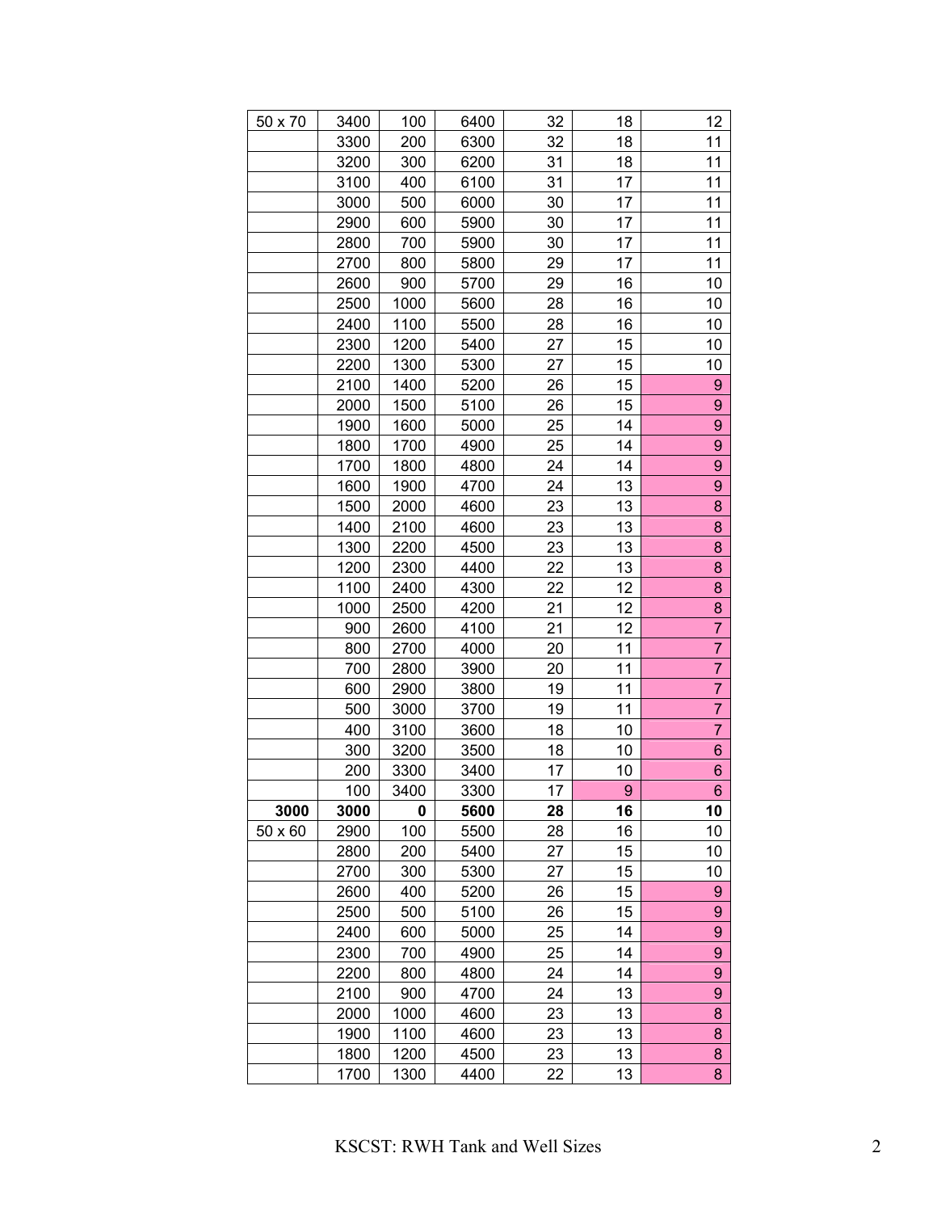| 50 x 70 | 3400 | 100 | 6400 | 32 | 18 | 12 |
|---|---|---|---|---|---|---|
| | 3300 | 200 | 6300 | 32 | 18 | 11 |
| | 3200 | 300 | 6200 | 31 | 18 | 11 |
| | 3100 | 400 | 6100 | 31 | 17 | 11 |
| | 3000 | 500 | 6000 | 30 | 17 | 11 |
| | 2900 | 600 | 5900 | 30 | 17 | 11 |
| | 2800 | 700 | 5900 | 30 | 17 | 11 |
| | 2700 | 800 | 5800 | 29 | 17 | 11 |
| | 2600 | 900 | 5700 | 29 | 16 | 10 |
| | 2500 | 1000 | 5600 | 28 | 16 | 10 |
| | 2400 | 1100 | 5500 | 28 | 16 | 10 |
| | 2300 | 1200 | 5400 | 27 | 15 | 10 |
| | 2200 | 1300 | 5300 | 27 | 15 | 10 |
| | 2100 | 1400 | 5200 | 26 | 15 | 9 |
| | 2000 | 1500 | 5100 | 26 | 15 | 9 |
| | 1900 | 1600 | 5000 | 25 | 14 | 9 |
| | 1800 | 1700 | 4900 | 25 | 14 | 9 |
| | 1700 | 1800 | 4800 | 24 | 14 | 9 |
| | 1600 | 1900 | 4700 | 24 | 13 | 9 |
| | 1500 | 2000 | 4600 | 23 | 13 | 8 |
| | 1400 | 2100 | 4600 | 23 | 13 | 8 |
| | 1300 | 2200 | 4500 | 23 | 13 | 8 |
| | 1200 | 2300 | 4400 | 22 | 13 | 8 |
| | 1100 | 2400 | 4300 | 22 | 12 | 8 |
| | 1000 | 2500 | 4200 | 21 | 12 | 8 |
| | 900 | 2600 | 4100 | 21 | 12 | 7 |
| | 800 | 2700 | 4000 | 20 | 11 | 7 |
| | 700 | 2800 | 3900 | 20 | 11 | 7 |
| | 600 | 2900 | 3800 | 19 | 11 | 7 |
| | 500 | 3000 | 3700 | 19 | 11 | 7 |
| | 400 | 3100 | 3600 | 18 | 10 | 7 |
| | 300 | 3200 | 3500 | 18 | 10 | 6 |
| | 200 | 3300 | 3400 | 17 | 10 | 6 |
| | 100 | 3400 | 3300 | 17 | 9 | 6 |
| **3000** | **3000** | **0** | **5600** | **28** | **16** | **10** |
| 50 x 60 | 2900 | 100 | 5500 | 28 | 16 | 10 |
| | 2800 | 200 | 5400 | 27 | 15 | 10 |
| | 2700 | 300 | 5300 | 27 | 15 | 10 |
| | 2600 | 400 | 5200 | 26 | 15 | 9 |
| | 2500 | 500 | 5100 | 26 | 15 | 9 |
| | 2400 | 600 | 5000 | 25 | 14 | 9 |
| | 2300 | 700 | 4900 | 25 | 14 | 9 |
| | 2200 | 800 | 4800 | 24 | 14 | 9 |
| | 2100 | 900 | 4700 | 24 | 13 | 9 |
| | 2000 | 1000 | 4600 | 23 | 13 | 8 |
| | 1900 | 1100 | 4600 | 23 | 13 | 8 |
| | 1800 | 1200 | 4500 | 23 | 13 | 8 |
| | 1700 | 1300 | 4400 | 22 | 13 | 8 |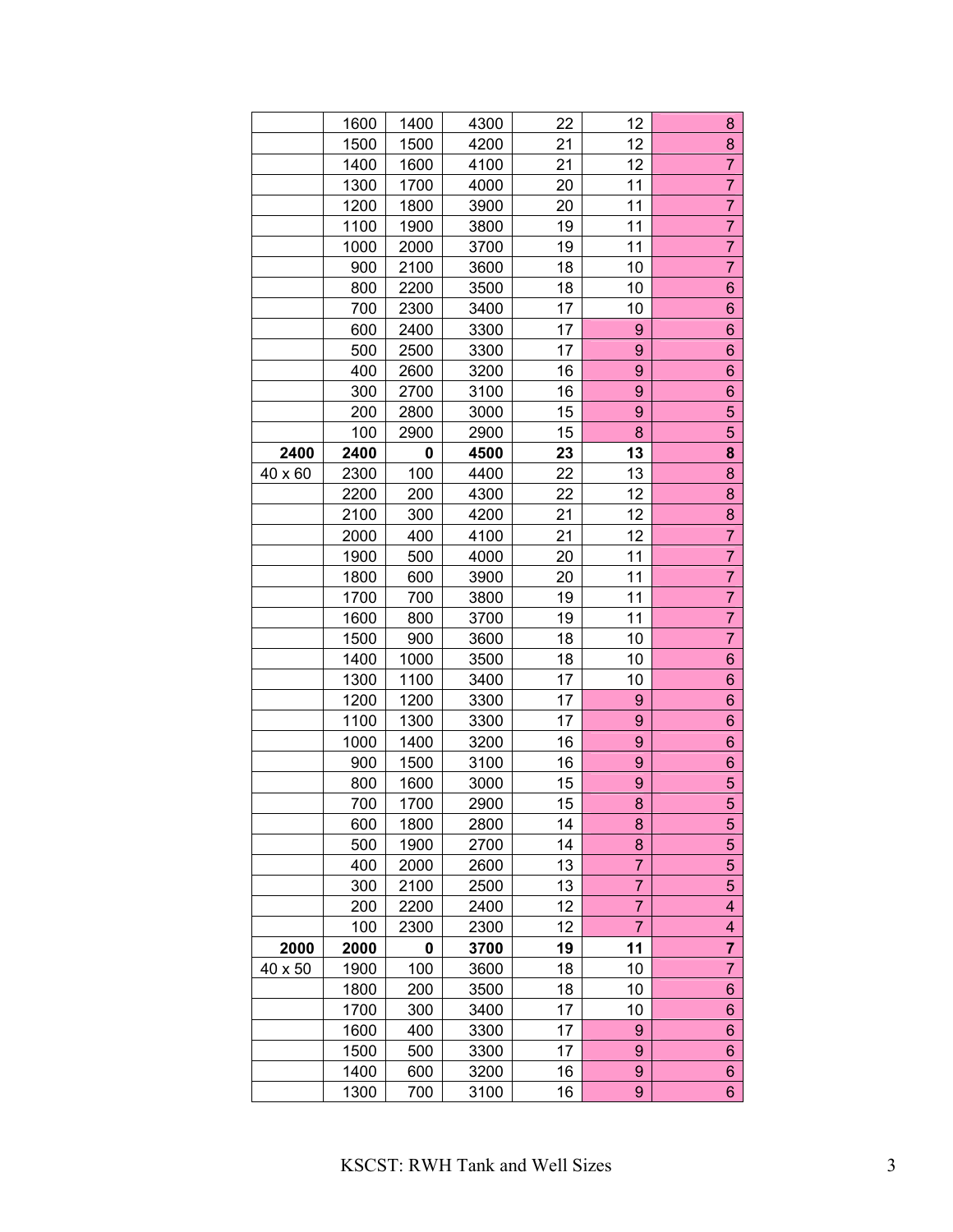| | | | | | | |
|---|---|---|---|---|---|---|
| | 1600 | 1400 | 4300 | 22 | 12 | 8 |
| | 1500 | 1500 | 4200 | 21 | 12 | 8 |
| | 1400 | 1600 | 4100 | 21 | 12 | 7 |
| | 1300 | 1700 | 4000 | 20 | 11 | 7 |
| | 1200 | 1800 | 3900 | 20 | 11 | 7 |
| | 1100 | 1900 | 3800 | 19 | 11 | 7 |
| | 1000 | 2000 | 3700 | 19 | 11 | 7 |
| | 900 | 2100 | 3600 | 18 | 10 | 7 |
| | 800 | 2200 | 3500 | 18 | 10 | 6 |
| | 700 | 2300 | 3400 | 17 | 10 | 6 |
| | 600 | 2400 | 3300 | 17 | 9 | 6 |
| | 500 | 2500 | 3300 | 17 | 9 | 6 |
| | 400 | 2600 | 3200 | 16 | 9 | 6 |
| | 300 | 2700 | 3100 | 16 | 9 | 6 |
| | 200 | 2800 | 3000 | 15 | 9 | 5 |
| | 100 | 2900 | 2900 | 15 | 8 | 5 |
| **2400** | **2400** | **0** | **4500** | **23** | **13** | **8** |
| 40 x 60 | 2300 | 100 | 4400 | 22 | 13 | 8 |
| | 2200 | 200 | 4300 | 22 | 12 | 8 |
| | 2100 | 300 | 4200 | 21 | 12 | 8 |
| | 2000 | 400 | 4100 | 21 | 12 | 7 |
| | 1900 | 500 | 4000 | 20 | 11 | 7 |
| | 1800 | 600 | 3900 | 20 | 11 | 7 |
| | 1700 | 700 | 3800 | 19 | 11 | 7 |
| | 1600 | 800 | 3700 | 19 | 11 | 7 |
| | 1500 | 900 | 3600 | 18 | 10 | 7 |
| | 1400 | 1000 | 3500 | 18 | 10 | 6 |
| | 1300 | 1100 | 3400 | 17 | 10 | 6 |
| | 1200 | 1200 | 3300 | 17 | 9 | 6 |
| | 1100 | 1300 | 3300 | 17 | 9 | 6 |
| | 1000 | 1400 | 3200 | 16 | 9 | 6 |
| | 900 | 1500 | 3100 | 16 | 9 | 6 |
| | 800 | 1600 | 3000 | 15 | 9 | 5 |
| | 700 | 1700 | 2900 | 15 | 8 | 5 |
| | 600 | 1800 | 2800 | 14 | 8 | 5 |
| | 500 | 1900 | 2700 | 14 | 8 | 5 |
| | 400 | 2000 | 2600 | 13 | 7 | 5 |
| | 300 | 2100 | 2500 | 13 | 7 | 5 |
| | 200 | 2200 | 2400 | 12 | 7 | 4 |
| | 100 | 2300 | 2300 | 12 | 7 | 4 |
| **2000** | **2000** | **0** | **3700** | **19** | **11** | **7** |
| 40 x 50 | 1900 | 100 | 3600 | 18 | 10 | 7 |
| | 1800 | 200 | 3500 | 18 | 10 | 6 |
| | 1700 | 300 | 3400 | 17 | 10 | 6 |
| | 1600 | 400 | 3300 | 17 | 9 | 6 |
| | 1500 | 500 | 3300 | 17 | 9 | 6 |
| | 1400 | 600 | 3200 | 16 | 9 | 6 |
| | 1300 | 700 | 3100 | 16 | 9 | 6 |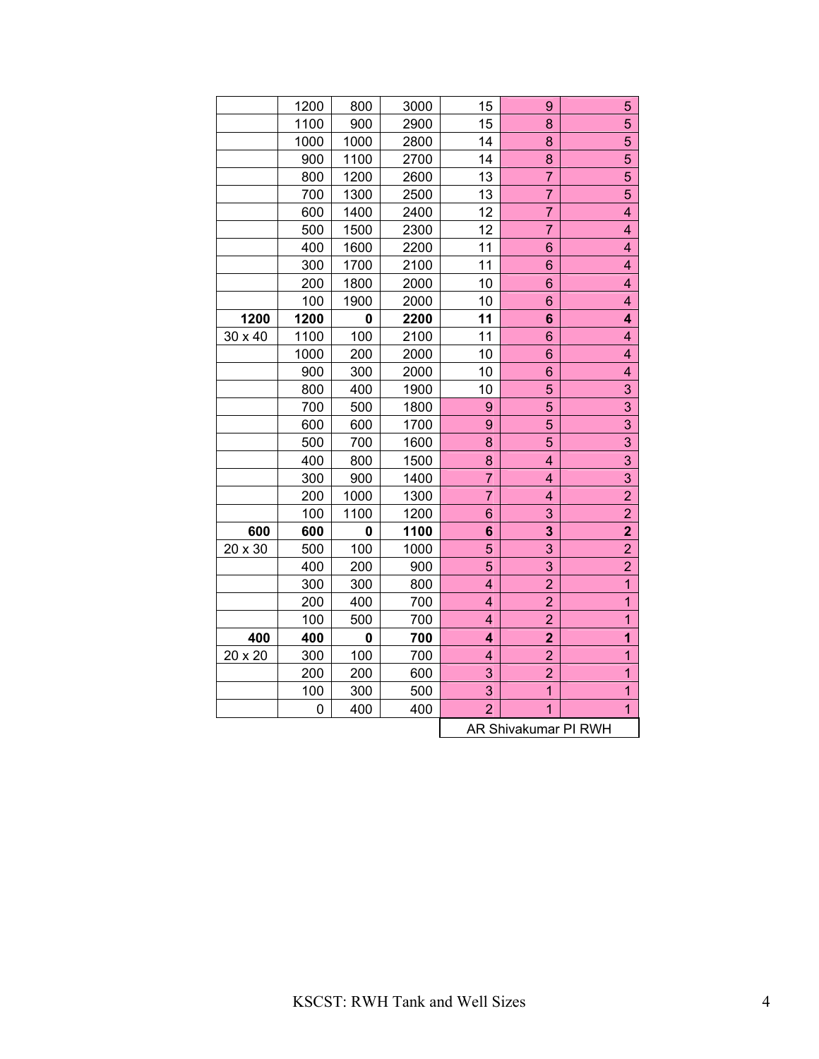| | | | | | | |
|---|---|---|---|---|---|---|
| | 1200 | 800 | 3000 | 15 | 9 | 5 |
| | 1100 | 900 | 2900 | 15 | 8 | 5 |
| | 1000 | 1000 | 2800 | 14 | 8 | 5 |
| | 900 | 1100 | 2700 | 14 | 8 | 5 |
| | 800 | 1200 | 2600 | 13 | 7 | 5 |
| | 700 | 1300 | 2500 | 13 | 7 | 5 |
| | 600 | 1400 | 2400 | 12 | 7 | 4 |
| | 500 | 1500 | 2300 | 12 | 7 | 4 |
| | 400 | 1600 | 2200 | 11 | 6 | 4 |
| | 300 | 1700 | 2100 | 11 | 6 | 4 |
| | 200 | 1800 | 2000 | 10 | 6 | 4 |
| | 100 | 1900 | 2000 | 10 | 6 | 4 |
| **1200** | **1200** | **0** | **2200** | **11** | **6** | **4** |
| 30 x 40 | 1100 | 100 | 2100 | 11 | 6 | 4 |
| | 1000 | 200 | 2000 | 10 | 6 | 4 |
| | 900 | 300 | 2000 | 10 | 6 | 4 |
| | 800 | 400 | 1900 | 10 | 5 | 3 |
| | 700 | 500 | 1800 | 9 | 5 | 3 |
| | 600 | 600 | 1700 | 9 | 5 | 3 |
| | 500 | 700 | 1600 | 8 | 5 | 3 |
| | 400 | 800 | 1500 | 8 | 4 | 3 |
| | 300 | 900 | 1400 | 7 | 4 | 3 |
| | 200 | 1000 | 1300 | 7 | 4 | 2 |
| | 100 | 1100 | 1200 | 6 | 3 | 2 |
| **600** | **600** | **0** | **1100** | **6** | **3** | **2** |
| 20 x 30 | 500 | 100 | 1000 | 5 | 3 | 2 |
| | 400 | 200 | 900 | 5 | 3 | 2 |
| | 300 | 300 | 800 | 4 | 2 | 1 |
| | 200 | 400 | 700 | 4 | 2 | 1 |
| | 100 | 500 | 700 | 4 | 2 | 1 |
| **400** | **400** | **0** | **700** | **4** | **2** | **1** |
| 20 x 20 | 300 | 100 | 700 | 4 | 2 | 1 |
| | 200 | 200 | 600 | 3 | 2 | 1 |
| | 100 | 300 | 500 | 3 | 1 | 1 |
| | 0 | 400 | 400 | 2 | 1 | 1 |

AR Shivakumar PI RWH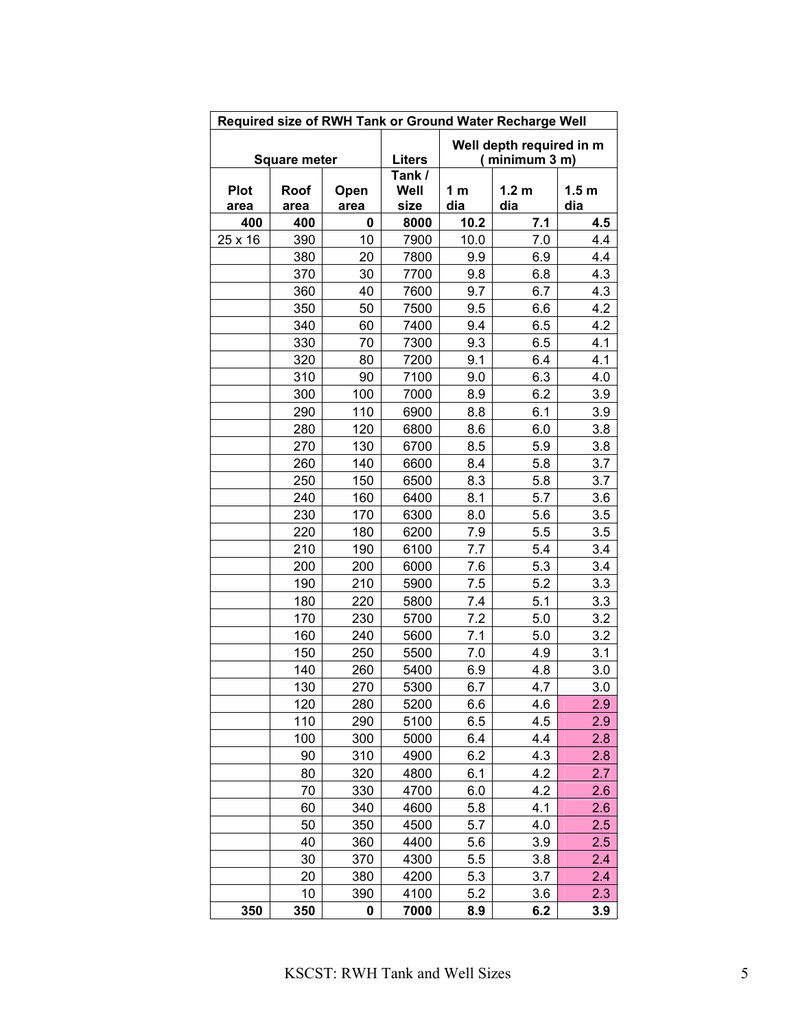| Required size of RWH Tank or Ground Water Recharge Well | | | | | | |
|---|---|---|---|---|---|---|
| Square meter | | | Liters | Well depth required in m ( minimum 3 m) | | |
| Plot area | Roof area | Open area | Tank / Well size | 1 m dia | 1.2 m dia | 1.5 m dia |
| **400** | **400** | **0** | **8000** | **10.2** | **7.1** | **4.5** |
| 25 x 16 | 390 | 10 | 7900 | 10.0 | 7.0 | 4.4 |
| | 380 | 20 | 7800 | 9.9 | 6.9 | 4.4 |
| | 370 | 30 | 7700 | 9.8 | 6.8 | 4.3 |
| | 360 | 40 | 7600 | 9.7 | 6.7 | 4.3 |
| | 350 | 50 | 7500 | 9.5 | 6.6 | 4.2 |
| | 340 | 60 | 7400 | 9.4 | 6.5 | 4.2 |
| | 330 | 70 | 7300 | 9.3 | 6.5 | 4.1 |
| | 320 | 80 | 7200 | 9.1 | 6.4 | 4.1 |
| | 310 | 90 | 7100 | 9.0 | 6.3 | 4.0 |
| | 300 | 100 | 7000 | 8.9 | 6.2 | 3.9 |
| | 290 | 110 | 6900 | 8.8 | 6.1 | 3.9 |
| | 280 | 120 | 6800 | 8.6 | 6.0 | 3.8 |
| | 270 | 130 | 6700 | 8.5 | 5.9 | 3.8 |
| | 260 | 140 | 6600 | 8.4 | 5.8 | 3.7 |
| | 250 | 150 | 6500 | 8.3 | 5.8 | 3.7 |
| | 240 | 160 | 6400 | 8.1 | 5.7 | 3.6 |
| | 230 | 170 | 6300 | 8.0 | 5.6 | 3.5 |
| | 220 | 180 | 6200 | 7.9 | 5.5 | 3.5 |
| | 210 | 190 | 6100 | 7.7 | 5.4 | 3.4 |
| | 200 | 200 | 6000 | 7.6 | 5.3 | 3.4 |
| | 190 | 210 | 5900 | 7.5 | 5.2 | 3.3 |
| | 180 | 220 | 5800 | 7.4 | 5.1 | 3.3 |
| | 170 | 230 | 5700 | 7.2 | 5.0 | 3.2 |
| | 160 | 240 | 5600 | 7.1 | 5.0 | 3.2 |
| | 150 | 250 | 5500 | 7.0 | 4.9 | 3.1 |
| | 140 | 260 | 5400 | 6.9 | 4.8 | 3.0 |
| | 130 | 270 | 5300 | 6.7 | 4.7 | 3.0 |
| | 120 | 280 | 5200 | 6.6 | 4.6 | 2.9 |
| | 110 | 290 | 5100 | 6.5 | 4.5 | 2.9 |
| | 100 | 300 | 5000 | 6.4 | 4.4 | 2.8 |
| | 90 | 310 | 4900 | 6.2 | 4.3 | 2.8 |
| | 80 | 320 | 4800 | 6.1 | 4.2 | 2.7 |
| | 70 | 330 | 4700 | 6.0 | 4.2 | 2.6 |
| | 60 | 340 | 4600 | 5.8 | 4.1 | 2.6 |
| | 50 | 350 | 4500 | 5.7 | 4.0 | 2.5 |
| | 40 | 360 | 4400 | 5.6 | 3.9 | 2.5 |
| | 30 | 370 | 4300 | 5.5 | 3.8 | 2.4 |
| | 20 | 380 | 4200 | 5.3 | 3.7 | 2.4 |
| | 10 | 390 | 4100 | 5.2 | 3.6 | 2.3 |
| **350** | **350** | **0** | **7000** | **8.9** | **6.2** | **3.9** |

KSCST: RWH Tank and Well Sizes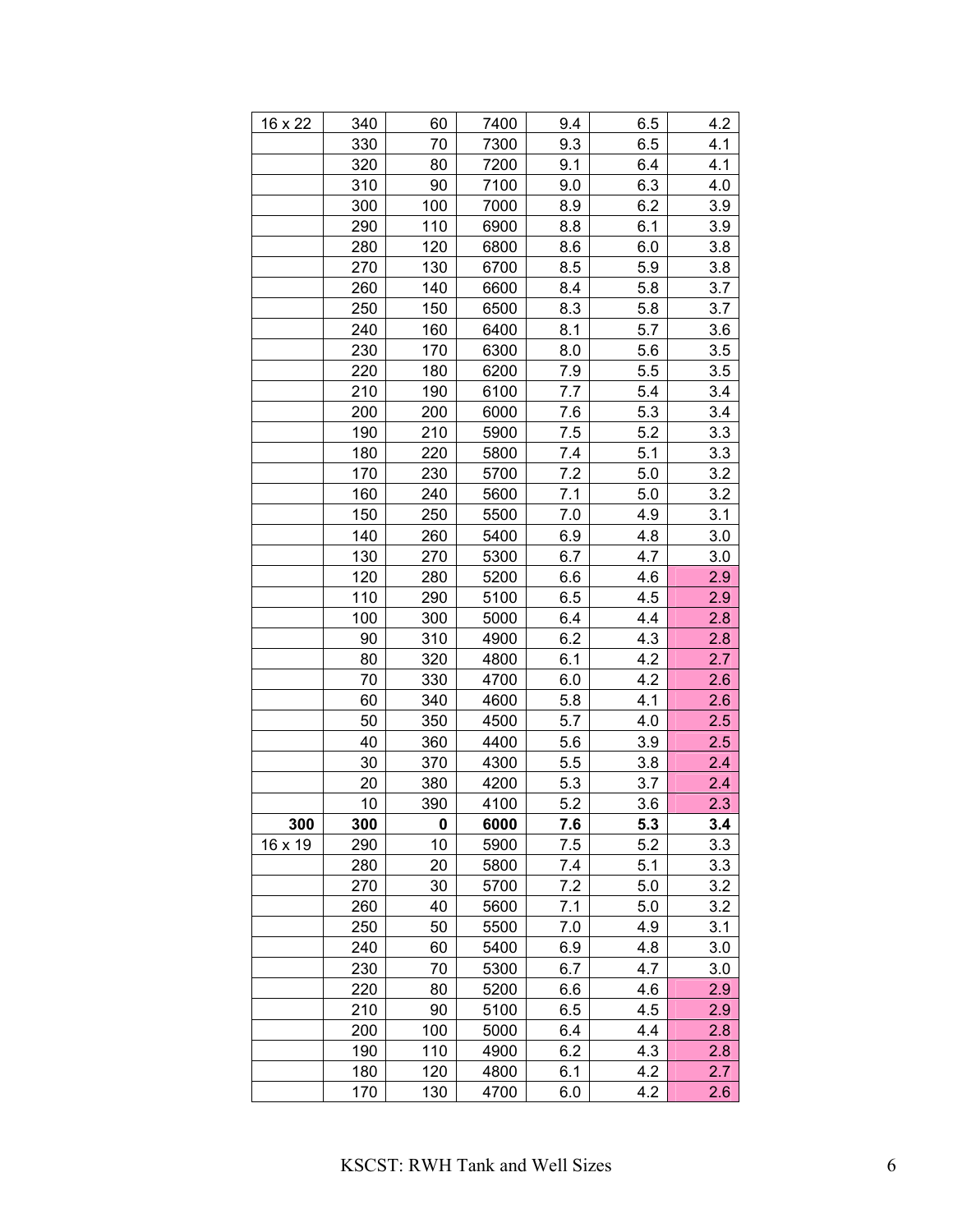| 16 x 22 | 340 | 60 | 7400 | 9.4 | 6.5 | 4.2 |
|---|---|---|---|---|---|---|
| | 330 | 70 | 7300 | 9.3 | 6.5 | 4.1 |
| | 320 | 80 | 7200 | 9.1 | 6.4 | 4.1 |
| | 310 | 90 | 7100 | 9.0 | 6.3 | 4.0 |
| | 300 | 100 | 7000 | 8.9 | 6.2 | 3.9 |
| | 290 | 110 | 6900 | 8.8 | 6.1 | 3.9 |
| | 280 | 120 | 6800 | 8.6 | 6.0 | 3.8 |
| | 270 | 130 | 6700 | 8.5 | 5.9 | 3.8 |
| | 260 | 140 | 6600 | 8.4 | 5.8 | 3.7 |
| | 250 | 150 | 6500 | 8.3 | 5.8 | 3.7 |
| | 240 | 160 | 6400 | 8.1 | 5.7 | 3.6 |
| | 230 | 170 | 6300 | 8.0 | 5.6 | 3.5 |
| | 220 | 180 | 6200 | 7.9 | 5.5 | 3.5 |
| | 210 | 190 | 6100 | 7.7 | 5.4 | 3.4 |
| | 200 | 200 | 6000 | 7.6 | 5.3 | 3.4 |
| | 190 | 210 | 5900 | 7.5 | 5.2 | 3.3 |
| | 180 | 220 | 5800 | 7.4 | 5.1 | 3.3 |
| | 170 | 230 | 5700 | 7.2 | 5.0 | 3.2 |
| | 160 | 240 | 5600 | 7.1 | 5.0 | 3.2 |
| | 150 | 250 | 5500 | 7.0 | 4.9 | 3.1 |
| | 140 | 260 | 5400 | 6.9 | 4.8 | 3.0 |
| | 130 | 270 | 5300 | 6.7 | 4.7 | 3.0 |
| | 120 | 280 | 5200 | 6.6 | 4.6 | 2.9 |
| | 110 | 290 | 5100 | 6.5 | 4.5 | 2.9 |
| | 100 | 300 | 5000 | 6.4 | 4.4 | 2.8 |
| | 90 | 310 | 4900 | 6.2 | 4.3 | 2.8 |
| | 80 | 320 | 4800 | 6.1 | 4.2 | 2.7 |
| | 70 | 330 | 4700 | 6.0 | 4.2 | 2.6 |
| | 60 | 340 | 4600 | 5.8 | 4.1 | 2.6 |
| | 50 | 350 | 4500 | 5.7 | 4.0 | 2.5 |
| | 40 | 360 | 4400 | 5.6 | 3.9 | 2.5 |
| | 30 | 370 | 4300 | 5.5 | 3.8 | 2.4 |
| | 20 | 380 | 4200 | 5.3 | 3.7 | 2.4 |
| | 10 | 390 | 4100 | 5.2 | 3.6 | 2.3 |
| **300** | **300** | **0** | **6000** | **7.6** | **5.3** | **3.4** |
| 16 x 19 | 290 | 10 | 5900 | 7.5 | 5.2 | 3.3 |
| | 280 | 20 | 5800 | 7.4 | 5.1 | 3.3 |
| | 270 | 30 | 5700 | 7.2 | 5.0 | 3.2 |
| | 260 | 40 | 5600 | 7.1 | 5.0 | 3.2 |
| | 250 | 50 | 5500 | 7.0 | 4.9 | 3.1 |
| | 240 | 60 | 5400 | 6.9 | 4.8 | 3.0 |
| | 230 | 70 | 5300 | 6.7 | 4.7 | 3.0 |
| | 220 | 80 | 5200 | 6.6 | 4.6 | 2.9 |
| | 210 | 90 | 5100 | 6.5 | 4.5 | 2.9 |
| | 200 | 100 | 5000 | 6.4 | 4.4 | 2.8 |
| | 190 | 110 | 4900 | 6.2 | 4.3 | 2.8 |
| | 180 | 120 | 4800 | 6.1 | 4.2 | 2.7 |
| | 170 | 130 | 4700 | 6.0 | 4.2 | 2.6 |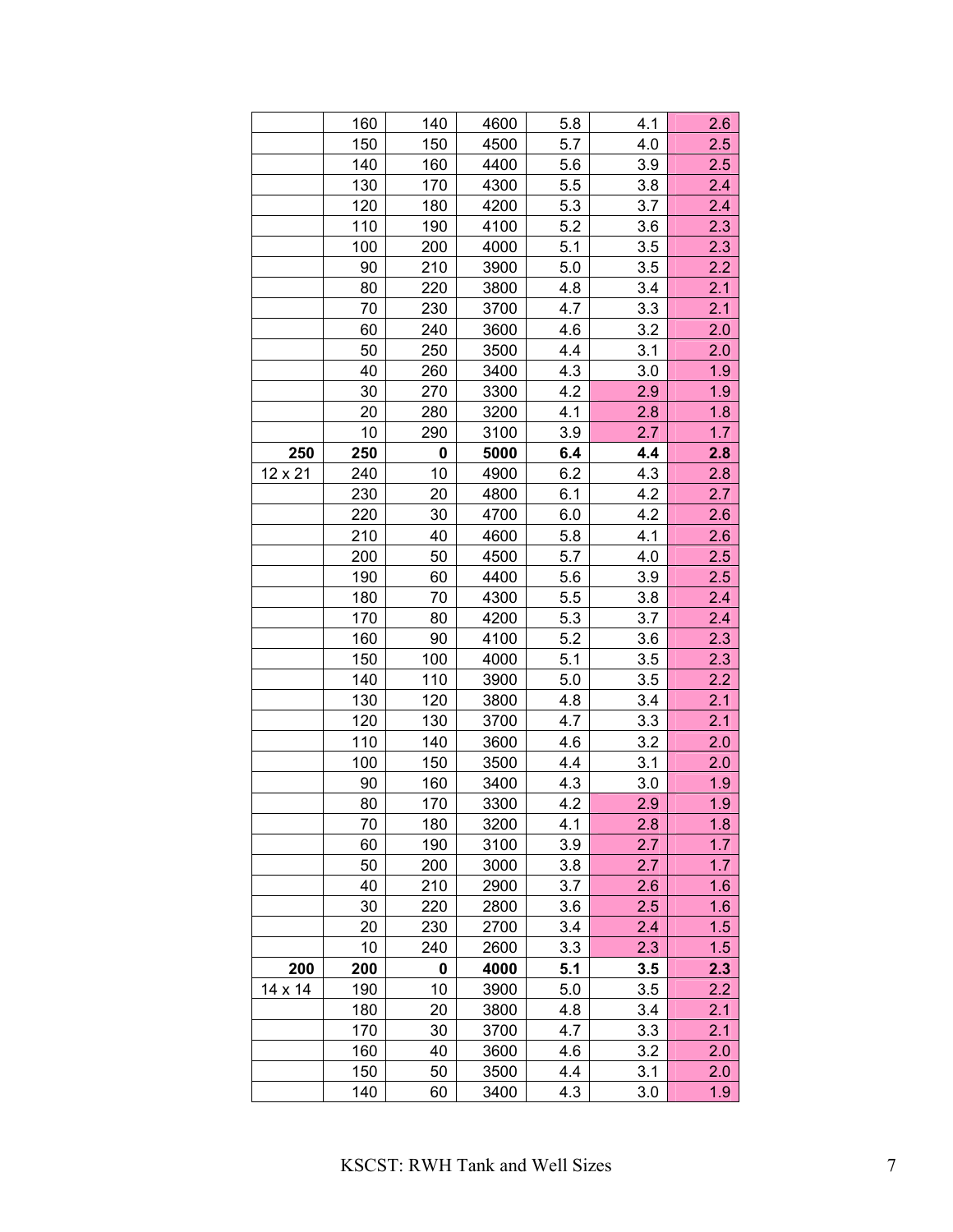| | | | | | | |
|---|---|---|---|---|---|---|
| | 160 | 140 | 4600 | 5.8 | 4.1 | 2.6 |
| | 150 | 150 | 4500 | 5.7 | 4.0 | 2.5 |
| | 140 | 160 | 4400 | 5.6 | 3.9 | 2.5 |
| | 130 | 170 | 4300 | 5.5 | 3.8 | 2.4 |
| | 120 | 180 | 4200 | 5.3 | 3.7 | 2.4 |
| | 110 | 190 | 4100 | 5.2 | 3.6 | 2.3 |
| | 100 | 200 | 4000 | 5.1 | 3.5 | 2.3 |
| | 90 | 210 | 3900 | 5.0 | 3.5 | 2.2 |
| | 80 | 220 | 3800 | 4.8 | 3.4 | 2.1 |
| | 70 | 230 | 3700 | 4.7 | 3.3 | 2.1 |
| | 60 | 240 | 3600 | 4.6 | 3.2 | 2.0 |
| | 50 | 250 | 3500 | 4.4 | 3.1 | 2.0 |
| | 40 | 260 | 3400 | 4.3 | 3.0 | 1.9 |
| | 30 | 270 | 3300 | 4.2 | 2.9 | 1.9 |
| | 20 | 280 | 3200 | 4.1 | 2.8 | 1.8 |
| | 10 | 290 | 3100 | 3.9 | 2.7 | 1.7 |
| **250** | **250** | **0** | **5000** | **6.4** | **4.4** | **2.8** |
| 12 x 21 | 240 | 10 | 4900 | 6.2 | 4.3 | 2.8 |
| | 230 | 20 | 4800 | 6.1 | 4.2 | 2.7 |
| | 220 | 30 | 4700 | 6.0 | 4.2 | 2.6 |
| | 210 | 40 | 4600 | 5.8 | 4.1 | 2.6 |
| | 200 | 50 | 4500 | 5.7 | 4.0 | 2.5 |
| | 190 | 60 | 4400 | 5.6 | 3.9 | 2.5 |
| | 180 | 70 | 4300 | 5.5 | 3.8 | 2.4 |
| | 170 | 80 | 4200 | 5.3 | 3.7 | 2.4 |
| | 160 | 90 | 4100 | 5.2 | 3.6 | 2.3 |
| | 150 | 100 | 4000 | 5.1 | 3.5 | 2.3 |
| | 140 | 110 | 3900 | 5.0 | 3.5 | 2.2 |
| | 130 | 120 | 3800 | 4.8 | 3.4 | 2.1 |
| | 120 | 130 | 3700 | 4.7 | 3.3 | 2.1 |
| | 110 | 140 | 3600 | 4.6 | 3.2 | 2.0 |
| | 100 | 150 | 3500 | 4.4 | 3.1 | 2.0 |
| | 90 | 160 | 3400 | 4.3 | 3.0 | 1.9 |
| | 80 | 170 | 3300 | 4.2 | 2.9 | 1.9 |
| | 70 | 180 | 3200 | 4.1 | 2.8 | 1.8 |
| | 60 | 190 | 3100 | 3.9 | 2.7 | 1.7 |
| | 50 | 200 | 3000 | 3.8 | 2.7 | 1.7 |
| | 40 | 210 | 2900 | 3.7 | 2.6 | 1.6 |
| | 30 | 220 | 2800 | 3.6 | 2.5 | 1.6 |
| | 20 | 230 | 2700 | 3.4 | 2.4 | 1.5 |
| | 10 | 240 | 2600 | 3.3 | 2.3 | 1.5 |
| **200** | **200** | **0** | **4000** | **5.1** | **3.5** | **2.3** |
| 14 x 14 | 190 | 10 | 3900 | 5.0 | 3.5 | 2.2 |
| | 180 | 20 | 3800 | 4.8 | 3.4 | 2.1 |
| | 170 | 30 | 3700 | 4.7 | 3.3 | 2.1 |
| | 160 | 40 | 3600 | 4.6 | 3.2 | 2.0 |
| | 150 | 50 | 3500 | 4.4 | 3.1 | 2.0 |
| | 140 | 60 | 3400 | 4.3 | 3.0 | 1.9 |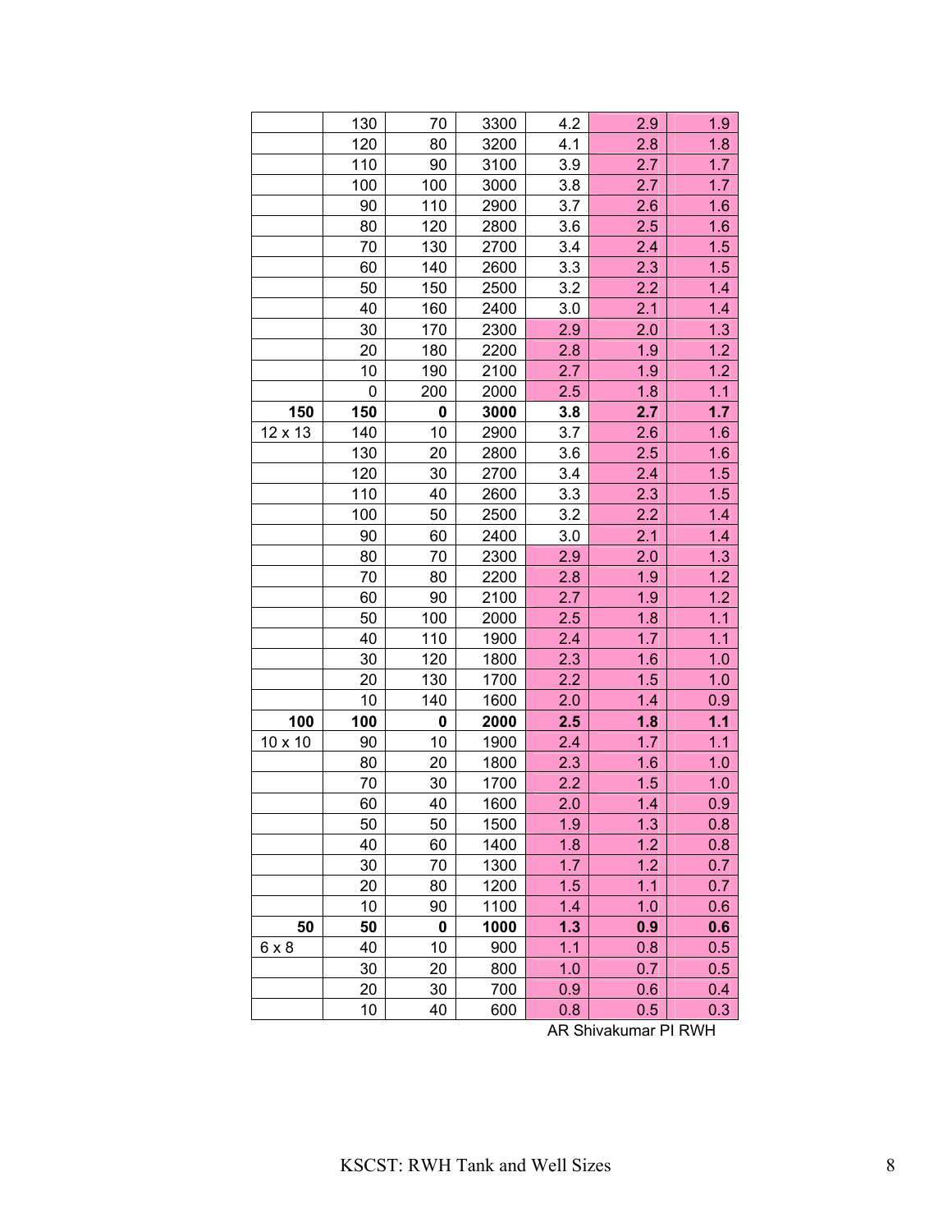| | | | | | | |
|---|---|---|---|---|---|---|
| | 130 | 70 | 3300 | 4.2 | 2.9 | 1.9 |
| | 120 | 80 | 3200 | 4.1 | 2.8 | 1.8 |
| | 110 | 90 | 3100 | 3.9 | 2.7 | 1.7 |
| | 100 | 100 | 3000 | 3.8 | 2.7 | 1.7 |
| | 90 | 110 | 2900 | 3.7 | 2.6 | 1.6 |
| | 80 | 120 | 2800 | 3.6 | 2.5 | 1.6 |
| | 70 | 130 | 2700 | 3.4 | 2.4 | 1.5 |
| | 60 | 140 | 2600 | 3.3 | 2.3 | 1.5 |
| | 50 | 150 | 2500 | 3.2 | 2.2 | 1.4 |
| | 40 | 160 | 2400 | 3.0 | 2.1 | 1.4 |
| | 30 | 170 | 2300 | 2.9 | 2.0 | 1.3 |
| | 20 | 180 | 2200 | 2.8 | 1.9 | 1.2 |
| | 10 | 190 | 2100 | 2.7 | 1.9 | 1.2 |
| | 0 | 200 | 2000 | 2.5 | 1.8 | 1.1 |
| **150** | **150** | **0** | **3000** | **3.8** | **2.7** | **1.7** |
| 12 x 13 | 140 | 10 | 2900 | 3.7 | 2.6 | 1.6 |
| | 130 | 20 | 2800 | 3.6 | 2.5 | 1.6 |
| | 120 | 30 | 2700 | 3.4 | 2.4 | 1.5 |
| | 110 | 40 | 2600 | 3.3 | 2.3 | 1.5 |
| | 100 | 50 | 2500 | 3.2 | 2.2 | 1.4 |
| | 90 | 60 | 2400 | 3.0 | 2.1 | 1.4 |
| | 80 | 70 | 2300 | 2.9 | 2.0 | 1.3 |
| | 70 | 80 | 2200 | 2.8 | 1.9 | 1.2 |
| | 60 | 90 | 2100 | 2.7 | 1.9 | 1.2 |
| | 50 | 100 | 2000 | 2.5 | 1.8 | 1.1 |
| | 40 | 110 | 1900 | 2.4 | 1.7 | 1.1 |
| | 30 | 120 | 1800 | 2.3 | 1.6 | 1.0 |
| | 20 | 130 | 1700 | 2.2 | 1.5 | 1.0 |
| | 10 | 140 | 1600 | 2.0 | 1.4 | 0.9 |
| **100** | **100** | **0** | **2000** | **2.5** | **1.8** | **1.1** |
| 10 x 10 | 90 | 10 | 1900 | 2.4 | 1.7 | 1.1 |
| | 80 | 20 | 1800 | 2.3 | 1.6 | 1.0 |
| | 70 | 30 | 1700 | 2.2 | 1.5 | 1.0 |
| | 60 | 40 | 1600 | 2.0 | 1.4 | 0.9 |
| | 50 | 50 | 1500 | 1.9 | 1.3 | 0.8 |
| | 40 | 60 | 1400 | 1.8 | 1.2 | 0.8 |
| | 30 | 70 | 1300 | 1.7 | 1.2 | 0.7 |
| | 20 | 80 | 1200 | 1.5 | 1.1 | 0.7 |
| | 10 | 90 | 1100 | 1.4 | 1.0 | 0.6 |
| **50** | **50** | **0** | **1000** | **1.3** | **0.9** | **0.6** |
| 6 x 8 | 40 | 10 | 900 | 1.1 | 0.8 | 0.5 |
| | 30 | 20 | 800 | 1.0 | 0.7 | 0.5 |
| | 20 | 30 | 700 | 0.9 | 0.6 | 0.4 |
| | 10 | 40 | 600 | 0.8 | 0.5 | 0.3 |

AR Shivakumar PI RWH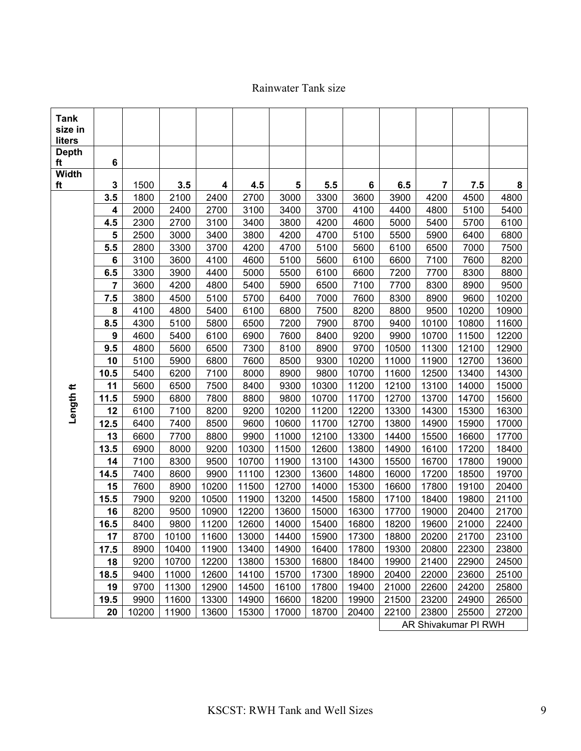Rainwater Tank size

| Tank size in liters | | | | | | | | | | | | |
|---|---|---|---|---|---|---|---|---|---|---|---|---|
| **Depth ft** | **6** | | | | | | | | | | | |
| **Width ft** | **3** | 1500 | **3.5** | **4** | **4.5** | **5** | **5.5** | **6** | **6.5** | **7** | **7.5** | **8** |
| | **3.5** | 1800 | 2100 | 2400 | 2700 | 3000 | 3300 | 3600 | 3900 | 4200 | 4500 | 4800 |
| | **4** | 2000 | 2400 | 2700 | 3100 | 3400 | 3700 | 4100 | 4400 | 4800 | 5100 | 5400 |
| | **4.5** | 2300 | 2700 | 3100 | 3400 | 3800 | 4200 | 4600 | 5000 | 5400 | 5700 | 6100 |
| | **5** | 2500 | 3000 | 3400 | 3800 | 4200 | 4700 | 5100 | 5500 | 5900 | 6400 | 6800 |
| | **5.5** | 2800 | 3300 | 3700 | 4200 | 4700 | 5100 | 5600 | 6100 | 6500 | 7000 | 7500 |
| | **6** | 3100 | 3600 | 4100 | 4600 | 5100 | 5600 | 6100 | 6600 | 7100 | 7600 | 8200 |
| | **6.5** | 3300 | 3900 | 4400 | 5000 | 5500 | 6100 | 6600 | 7200 | 7700 | 8300 | 8800 |
| | **7** | 3600 | 4200 | 4800 | 5400 | 5900 | 6500 | 7100 | 7700 | 8300 | 8900 | 9500 |
| | **7.5** | 3800 | 4500 | 5100 | 5700 | 6400 | 7000 | 7600 | 8300 | 8900 | 9600 | 10200 |
| | **8** | 4100 | 4800 | 5400 | 6100 | 6800 | 7500 | 8200 | 8800 | 9500 | 10200 | 10900 |
| | **8.5** | 4300 | 5100 | 5800 | 6500 | 7200 | 7900 | 8700 | 9400 | 10100 | 10800 | 11600 |
| | **9** | 4600 | 5400 | 6100 | 6900 | 7600 | 8400 | 9200 | 9900 | 10700 | 11500 | 12200 |
| | **9.5** | 4800 | 5600 | 6500 | 7300 | 8100 | 8900 | 9700 | 10500 | 11300 | 12100 | 12900 |
| | **10** | 5100 | 5900 | 6800 | 7600 | 8500 | 9300 | 10200 | 11000 | 11900 | 12700 | 13600 |
| | **10.5** | 5400 | 6200 | 7100 | 8000 | 8900 | 9800 | 10700 | 11600 | 12500 | 13400 | 14300 |
| **Length ft** | **11** | 5600 | 6500 | 7500 | 8400 | 9300 | 10300 | 11200 | 12100 | 13100 | 14000 | 15000 |
| | **11.5** | 5900 | 6800 | 7800 | 8800 | 9800 | 10700 | 11700 | 12700 | 13700 | 14700 | 15600 |
| | **12** | 6100 | 7100 | 8200 | 9200 | 10200 | 11200 | 12200 | 13300 | 14300 | 15300 | 16300 |
| | **12.5** | 6400 | 7400 | 8500 | 9600 | 10600 | 11700 | 12700 | 13800 | 14900 | 15900 | 17000 |
| | **13** | 6600 | 7700 | 8800 | 9900 | 11000 | 12100 | 13300 | 14400 | 15500 | 16600 | 17700 |
| | **13.5** | 6900 | 8000 | 9200 | 10300 | 11500 | 12600 | 13800 | 14900 | 16100 | 17200 | 18400 |
| | **14** | 7100 | 8300 | 9500 | 10700 | 11900 | 13100 | 14300 | 15500 | 16700 | 17800 | 19000 |
| | **14.5** | 7400 | 8600 | 9900 | 11100 | 12300 | 13600 | 14800 | 16000 | 17200 | 18500 | 19700 |
| | **15** | 7600 | 8900 | 10200 | 11500 | 12700 | 14000 | 15300 | 16600 | 17800 | 19100 | 20400 |
| | **15.5** | 7900 | 9200 | 10500 | 11900 | 13200 | 14500 | 15800 | 17100 | 18400 | 19800 | 21100 |
| | **16** | 8200 | 9500 | 10900 | 12200 | 13600 | 15000 | 16300 | 17700 | 19000 | 20400 | 21700 |
| | **16.5** | 8400 | 9800 | 11200 | 12600 | 14000 | 15400 | 16800 | 18200 | 19600 | 21000 | 22400 |
| | **17** | 8700 | 10100 | 11600 | 13000 | 14400 | 15900 | 17300 | 18800 | 20200 | 21700 | 23100 |
| | **17.5** | 8900 | 10400 | 11900 | 13400 | 14900 | 16400 | 17800 | 19300 | 20800 | 22300 | 23800 |
| | **18** | 9200 | 10700 | 12200 | 13800 | 15300 | 16800 | 18400 | 19900 | 21400 | 22900 | 24500 |
| | **18.5** | 9400 | 11000 | 12600 | 14100 | 15700 | 17300 | 18900 | 20400 | 22000 | 23600 | 25100 |
| | **19** | 9700 | 11300 | 12900 | 14500 | 16100 | 17800 | 19400 | 21000 | 22600 | 24200 | 25800 |
| | **19.5** | 9900 | 11600 | 13300 | 14900 | 16600 | 18200 | 19900 | 21500 | 23200 | 24900 | 26500 |
| | **20** | 10200 | 11900 | 13600 | 15300 | 17000 | 18700 | 20400 | 22100 | 23800 | 25500 | 27200 |

AR Shivakumar PI RWH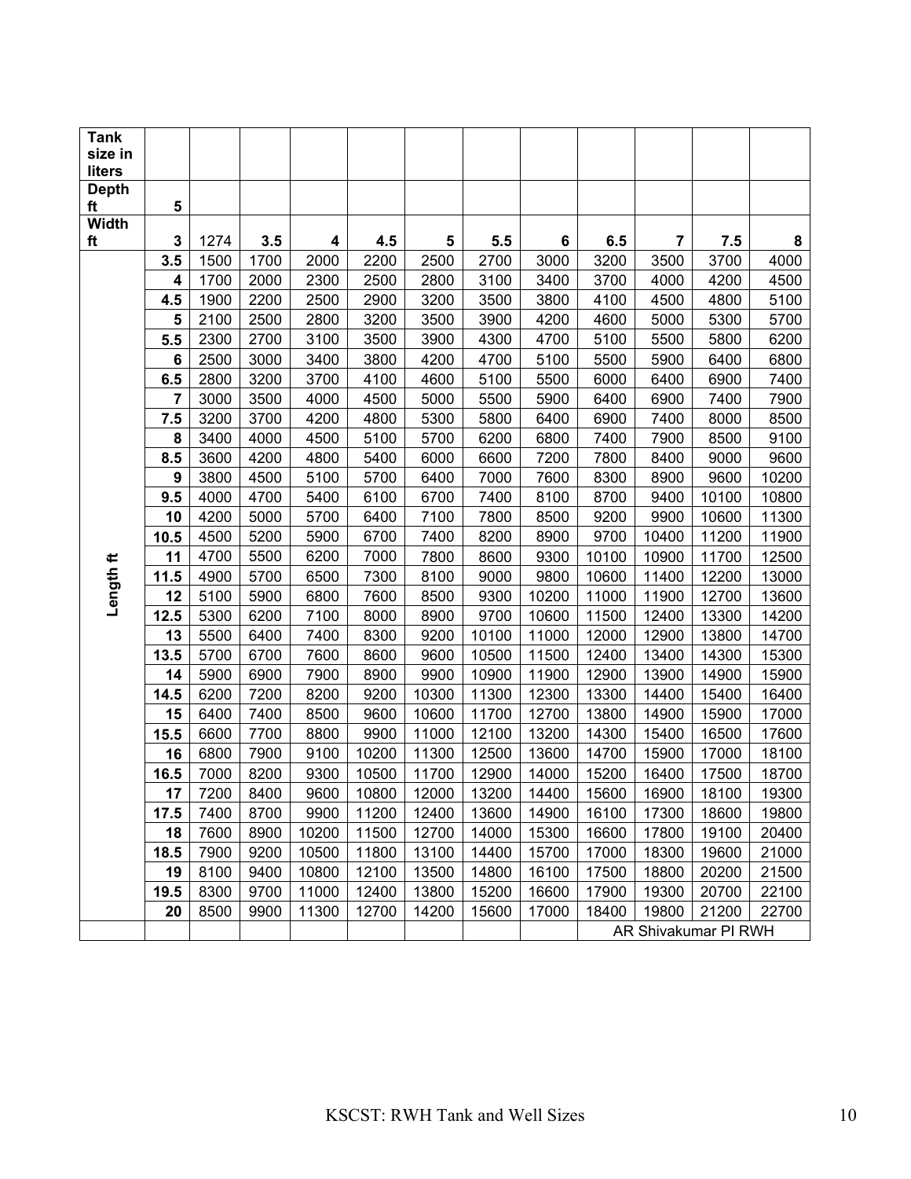| Tank size in liters | | | | | | | | | | | | |
|---|---|---|---|---|---|---|---|---|---|---|---|---|
| Depth ft | 5 | | | | | | | | | | | |
| Width ft | 3 | 1274 | 3.5 | 4 | 4.5 | 5 | 5.5 | 6 | 6.5 | 7 | 7.5 | 8 |
| Length ft | 3.5 | 1500 | 1700 | 2000 | 2200 | 2500 | 2700 | 3000 | 3200 | 3500 | 3700 | 4000 |
| | 4 | 1700 | 2000 | 2300 | 2500 | 2800 | 3100 | 3400 | 3700 | 4000 | 4200 | 4500 |
| | 4.5 | 1900 | 2200 | 2500 | 2900 | 3200 | 3500 | 3800 | 4100 | 4500 | 4800 | 5100 |
| | 5 | 2100 | 2500 | 2800 | 3200 | 3500 | 3900 | 4200 | 4600 | 5000 | 5300 | 5700 |
| | 5.5 | 2300 | 2700 | 3100 | 3500 | 3900 | 4300 | 4700 | 5100 | 5500 | 5800 | 6200 |
| | 6 | 2500 | 3000 | 3400 | 3800 | 4200 | 4700 | 5100 | 5500 | 5900 | 6400 | 6800 |
| | 6.5 | 2800 | 3200 | 3700 | 4100 | 4600 | 5100 | 5500 | 6000 | 6400 | 6900 | 7400 |
| | 7 | 3000 | 3500 | 4000 | 4500 | 5000 | 5500 | 5900 | 6400 | 6900 | 7400 | 7900 |
| | 7.5 | 3200 | 3700 | 4200 | 4800 | 5300 | 5800 | 6400 | 6900 | 7400 | 8000 | 8500 |
| | 8 | 3400 | 4000 | 4500 | 5100 | 5700 | 6200 | 6800 | 7400 | 7900 | 8500 | 9100 |
| | 8.5 | 3600 | 4200 | 4800 | 5400 | 6000 | 6600 | 7200 | 7800 | 8400 | 9000 | 9600 |
| | 9 | 3800 | 4500 | 5100 | 5700 | 6400 | 7000 | 7600 | 8300 | 8900 | 9600 | 10200 |
| | 9.5 | 4000 | 4700 | 5400 | 6100 | 6700 | 7400 | 8100 | 8700 | 9400 | 10100 | 10800 |
| | 10 | 4200 | 5000 | 5700 | 6400 | 7100 | 7800 | 8500 | 9200 | 9900 | 10600 | 11300 |
| | 10.5 | 4500 | 5200 | 5900 | 6700 | 7400 | 8200 | 8900 | 9700 | 10400 | 11200 | 11900 |
| | 11 | 4700 | 5500 | 6200 | 7000 | 7800 | 8600 | 9300 | 10100 | 10900 | 11700 | 12500 |
| | 11.5 | 4900 | 5700 | 6500 | 7300 | 8100 | 9000 | 9800 | 10600 | 11400 | 12200 | 13000 |
| | 12 | 5100 | 5900 | 6800 | 7600 | 8500 | 9300 | 10200 | 11000 | 11900 | 12700 | 13600 |
| | 12.5 | 5300 | 6200 | 7100 | 8000 | 8900 | 9700 | 10600 | 11500 | 12400 | 13300 | 14200 |
| | 13 | 5500 | 6400 | 7400 | 8300 | 9200 | 10100 | 11000 | 12000 | 12900 | 13800 | 14700 |
| | 13.5 | 5700 | 6700 | 7600 | 8600 | 9600 | 10500 | 11500 | 12400 | 13400 | 14300 | 15300 |
| | 14 | 5900 | 6900 | 7900 | 8900 | 9900 | 10900 | 11900 | 12900 | 13900 | 14900 | 15900 |
| | 14.5 | 6200 | 7200 | 8200 | 9200 | 10300 | 11300 | 12300 | 13300 | 14400 | 15400 | 16400 |
| | 15 | 6400 | 7400 | 8500 | 9600 | 10600 | 11700 | 12700 | 13800 | 14900 | 15900 | 17000 |
| | 15.5 | 6600 | 7700 | 8800 | 9900 | 11000 | 12100 | 13200 | 14300 | 15400 | 16500 | 17600 |
| | 16 | 6800 | 7900 | 9100 | 10200 | 11300 | 12500 | 13600 | 14700 | 15900 | 17000 | 18100 |
| | 16.5 | 7000 | 8200 | 9300 | 10500 | 11700 | 12900 | 14000 | 15200 | 16400 | 17500 | 18700 |
| | 17 | 7200 | 8400 | 9600 | 10800 | 12000 | 13200 | 14400 | 15600 | 16900 | 18100 | 19300 |
| | 17.5 | 7400 | 8700 | 9900 | 11200 | 12400 | 13600 | 14900 | 16100 | 17300 | 18600 | 19800 |
| | 18 | 7600 | 8900 | 10200 | 11500 | 12700 | 14000 | 15300 | 16600 | 17800 | 19100 | 20400 |
| | 18.5 | 7900 | 9200 | 10500 | 11800 | 13100 | 14400 | 15700 | 17000 | 18300 | 19600 | 21000 |
| | 19 | 8100 | 9400 | 10800 | 12100 | 13500 | 14800 | 16100 | 17500 | 18800 | 20200 | 21500 |
| | 19.5 | 8300 | 9700 | 11000 | 12400 | 13800 | 15200 | 16600 | 17900 | 19300 | 20700 | 22100 |
| | 20 | 8500 | 9900 | 11300 | 12700 | 14200 | 15600 | 17000 | 18400 | 19800 | 21200 | 22700 |
| | | | | | | | | | AR Shivakumar PI RWH | | | |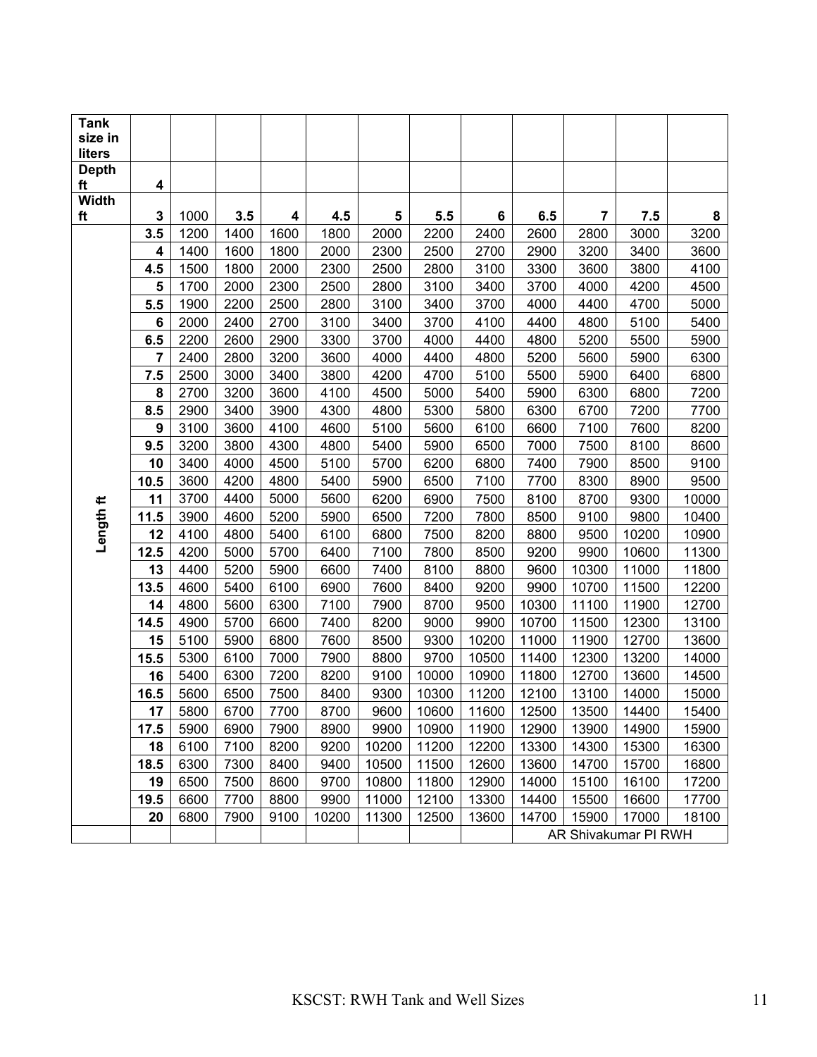| Tank size in liters | | | | | | | | | | | | |
|---|---|---|---|---|---|---|---|---|---|---|---|---|
| Depth ft | 4 | | | | | | | | | | | |
| Width ft | 3 | 1000 | 3.5 | 4 | 4.5 | 5 | 5.5 | 6 | 6.5 | 7 | 7.5 | 8 |
| Length ft | 3.5 | 1200 | 1400 | 1600 | 1800 | 2000 | 2200 | 2400 | 2600 | 2800 | 3000 | 3200 |
| | 4 | 1400 | 1600 | 1800 | 2000 | 2300 | 2500 | 2700 | 2900 | 3200 | 3400 | 3600 |
| | 4.5 | 1500 | 1800 | 2000 | 2300 | 2500 | 2800 | 3100 | 3300 | 3600 | 3800 | 4100 |
| | 5 | 1700 | 2000 | 2300 | 2500 | 2800 | 3100 | 3400 | 3700 | 4000 | 4200 | 4500 |
| | 5.5 | 1900 | 2200 | 2500 | 2800 | 3100 | 3400 | 3700 | 4000 | 4400 | 4700 | 5000 |
| | 6 | 2000 | 2400 | 2700 | 3100 | 3400 | 3700 | 4100 | 4400 | 4800 | 5100 | 5400 |
| | 6.5 | 2200 | 2600 | 2900 | 3300 | 3700 | 4000 | 4400 | 4800 | 5200 | 5500 | 5900 |
| | 7 | 2400 | 2800 | 3200 | 3600 | 4000 | 4400 | 4800 | 5200 | 5600 | 5900 | 6300 |
| | 7.5 | 2500 | 3000 | 3400 | 3800 | 4200 | 4700 | 5100 | 5500 | 5900 | 6400 | 6800 |
| | 8 | 2700 | 3200 | 3600 | 4100 | 4500 | 5000 | 5400 | 5900 | 6300 | 6800 | 7200 |
| | 8.5 | 2900 | 3400 | 3900 | 4300 | 4800 | 5300 | 5800 | 6300 | 6700 | 7200 | 7700 |
| | 9 | 3100 | 3600 | 4100 | 4600 | 5100 | 5600 | 6100 | 6600 | 7100 | 7600 | 8200 |
| | 9.5 | 3200 | 3800 | 4300 | 4800 | 5400 | 5900 | 6500 | 7000 | 7500 | 8100 | 8600 |
| | 10 | 3400 | 4000 | 4500 | 5100 | 5700 | 6200 | 6800 | 7400 | 7900 | 8500 | 9100 |
| | 10.5 | 3600 | 4200 | 4800 | 5400 | 5900 | 6500 | 7100 | 7700 | 8300 | 8900 | 9500 |
| | 11 | 3700 | 4400 | 5000 | 5600 | 6200 | 6900 | 7500 | 8100 | 8700 | 9300 | 10000 |
| | 11.5 | 3900 | 4600 | 5200 | 5900 | 6500 | 7200 | 7800 | 8500 | 9100 | 9800 | 10400 |
| | 12 | 4100 | 4800 | 5400 | 6100 | 6800 | 7500 | 8200 | 8800 | 9500 | 10200 | 10900 |
| | 12.5 | 4200 | 5000 | 5700 | 6400 | 7100 | 7800 | 8500 | 9200 | 9900 | 10600 | 11300 |
| | 13 | 4400 | 5200 | 5900 | 6600 | 7400 | 8100 | 8800 | 9600 | 10300 | 11000 | 11800 |
| | 13.5 | 4600 | 5400 | 6100 | 6900 | 7600 | 8400 | 9200 | 9900 | 10700 | 11500 | 12200 |
| | 14 | 4800 | 5600 | 6300 | 7100 | 7900 | 8700 | 9500 | 10300 | 11100 | 11900 | 12700 |
| | 14.5 | 4900 | 5700 | 6600 | 7400 | 8200 | 9000 | 9900 | 10700 | 11500 | 12300 | 13100 |
| | 15 | 5100 | 5900 | 6800 | 7600 | 8500 | 9300 | 10200 | 11000 | 11900 | 12700 | 13600 |
| | 15.5 | 5300 | 6100 | 7000 | 7900 | 8800 | 9700 | 10500 | 11400 | 12300 | 13200 | 14000 |
| | 16 | 5400 | 6300 | 7200 | 8200 | 9100 | 10000 | 10900 | 11800 | 12700 | 13600 | 14500 |
| | 16.5 | 5600 | 6500 | 7500 | 8400 | 9300 | 10300 | 11200 | 12100 | 13100 | 14000 | 15000 |
| | 17 | 5800 | 6700 | 7700 | 8700 | 9600 | 10600 | 11600 | 12500 | 13500 | 14400 | 15400 |
| | 17.5 | 5900 | 6900 | 7900 | 8900 | 9900 | 10900 | 11900 | 12900 | 13900 | 14900 | 15900 |
| | 18 | 6100 | 7100 | 8200 | 9200 | 10200 | 11200 | 12200 | 13300 | 14300 | 15300 | 16300 |
| | 18.5 | 6300 | 7300 | 8400 | 9400 | 10500 | 11500 | 12600 | 13600 | 14700 | 15700 | 16800 |
| | 19 | 6500 | 7500 | 8600 | 9700 | 10800 | 11800 | 12900 | 14000 | 15100 | 16100 | 17200 |
| | 19.5 | 6600 | 7700 | 8800 | 9900 | 11000 | 12100 | 13300 | 14400 | 15500 | 16600 | 17700 |
| | 20 | 6800 | 7900 | 9100 | 10200 | 11300 | 12500 | 13600 | 14700 | 15900 | 17000 | 18100 |
| | | | | | | | | | AR Shivakumar PI RWH | | | |